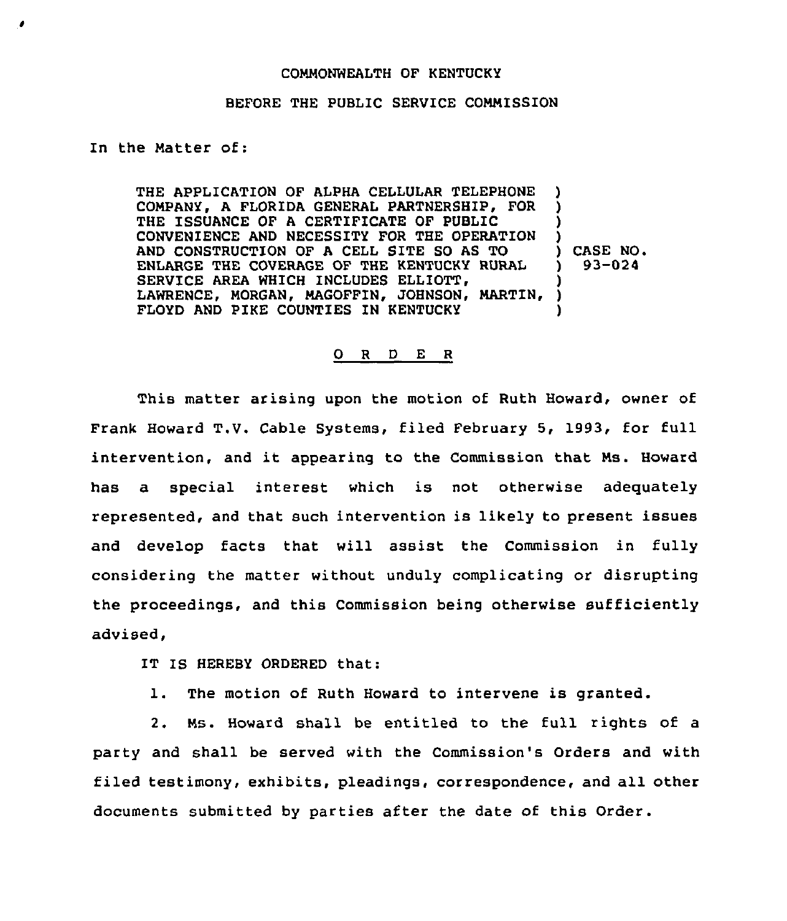COMMONWEALTH OF KENTUCKY

BEFORE THE PUBLIC SERVICE COMMISSION

In the Matter of:

THE APPLICATION OF ALPHA CELLULAR TELEPHONE COMPANY, A FLORIDA GENERAL PARTNERSHIP, FOR THE ISSUANCE OF A CERTIFICATE OF PUBLIC CONVENIENCE AND NECESSITY FOR THE OPERATION AND CONSTRUCTION OF A CELL SITE SO AS TO ENLARGE THE COVERAGE OF THE KENTUCKY RURAL SERVICE AREA WHICH INCLUDES ELLIOTT, LAWRENCE, MORGAN, MAGOFFIN, JOHNSON, MARTIN, FLOYD AND PIKE COUNTIES IN KENTUCKY ) CASE NO. 93-024

O R D E R

This matter arising upon the motion of Ruth Howard, owner of Frank Howard T.V. Cable Systems, filed February 5, 1993, for full intervention, and it appearing to the Commission that Ms. Howard has a special interest which is not otherwise adequately represented, and that such intervention is likely to present issues and develop facts that will assist the Commission in fully considering the matter without unduly complicating or disrupting the proceedings, and this Commission being otherwise sufficiently advised,

IT IS HEREBY ORDERED that:

1. The motion of Ruth Howard to intervene is granted.

2. Ms. Howard shall be entitled to the full rights of a party and shall be served with the Commission's Orders and with filed testimony, exhibits, pleadings, correspondence, and all other documents submitted by parties after the date of this Order.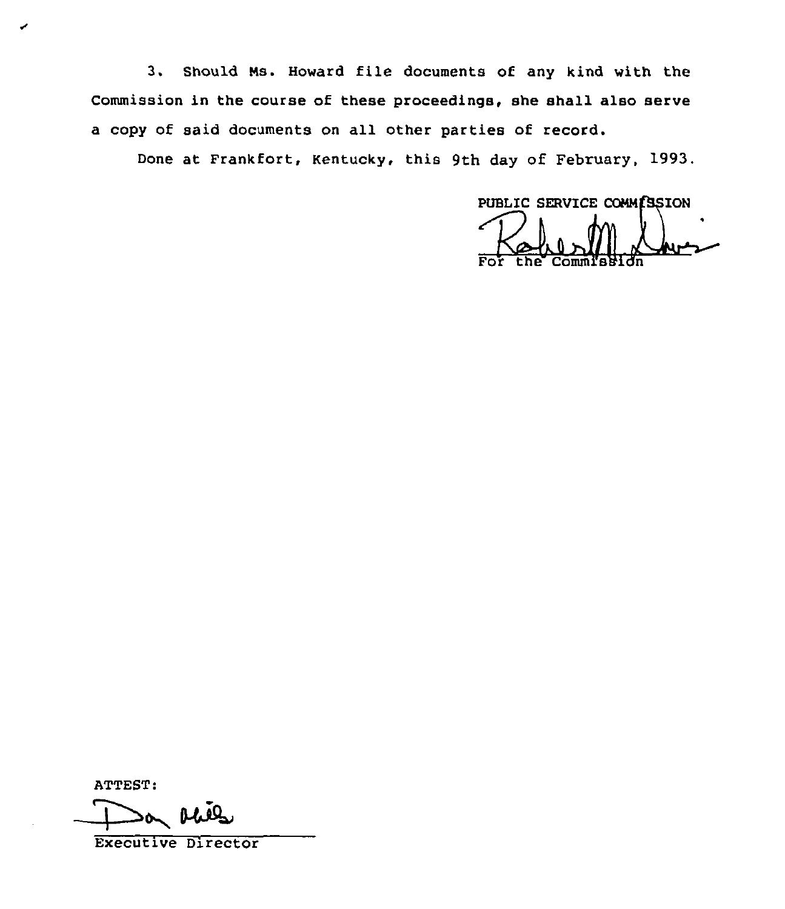3. Should Ms. Howard file documents of any kind with the Commission in the course of these proceedings, she shall also serve a copy of said documents on all other parties of record.

Done at Frankfort, Kentucky, this 9th day of February, 1993.

PUBLIC SERVICE COMMISSION

For the Commission

ATTEST:

Executive Director